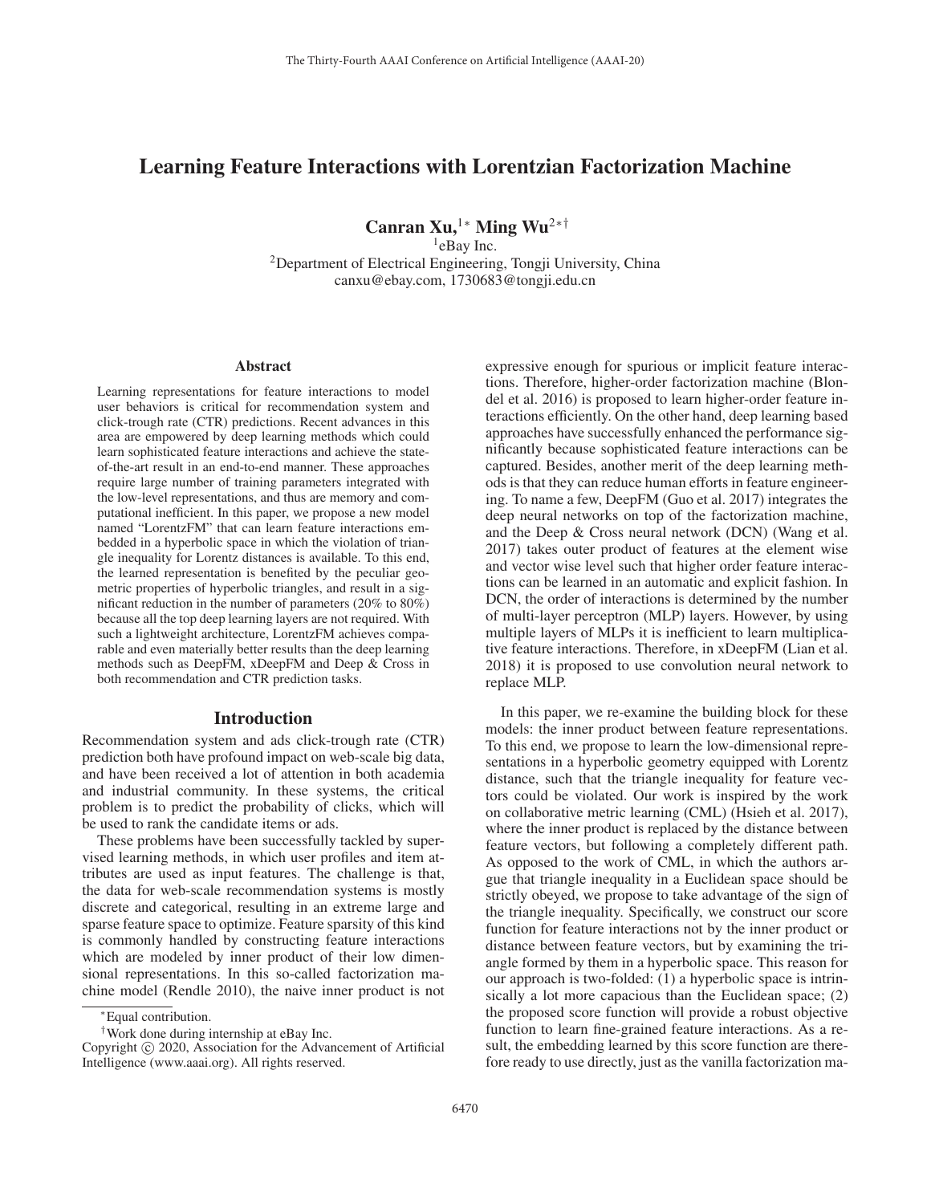# Learning Feature Interactions with Lorentzian Factorization Machine

**Canran Xu,**[1*] **Ming Wu**[2*†]

[1]eBay Inc.

[2]Department of Electrical Engineering, Tongji University, China

canxu@ebay.com, 1730683@tongji.edu.cn

## Abstract

Learning representations for feature interactions to model user behaviors is critical for recommendation system and click-trough rate (CTR) predictions. Recent advances in this area are empowered by deep learning methods which could learn sophisticated feature interactions and achieve the state-of-the-art result in an end-to-end manner. These approaches require large number of training parameters integrated with the low-level representations, and thus are memory and computational inefficient. In this paper, we propose a new model named "LorentzFM" that can learn feature interactions embedded in a hyperbolic space in which the violation of triangle inequality for Lorentz distances is available. To this end, the learned representation is benefited by the peculiar geometric properties of hyperbolic triangles, and result in a significant reduction in the number of parameters (20% to 80%) because all the top deep learning layers are not required. With such a lightweight architecture, LorentzFM achieves comparable and even materially better results than the deep learning methods such as DeepFM, xDeepFM and Deep & Cross in both recommendation and CTR prediction tasks.

## Introduction

Recommendation system and ads click-trough rate (CTR) prediction both have profound impact on web-scale big data, and have been received a lot of attention in both academia and industrial community. In these systems, the critical problem is to predict the probability of clicks, which will be used to rank the candidate items or ads.

These problems have been successfully tackled by supervised learning methods, in which user profiles and item attributes are used as input features. The challenge is that, the data for web-scale recommendation systems is mostly discrete and categorical, resulting in an extreme large and sparse feature space to optimize. Feature sparsity of this kind is commonly handled by constructing feature interactions which are modeled by inner product of their low dimensional representations. In this so-called factorization machine model (Rendle 2010), the naive inner product is not expressive enough for spurious or implicit feature interactions. Therefore, higher-order factorization machine (Blondel et al. 2016) is proposed to learn higher-order feature interactions efficiently. On the other hand, deep learning based approaches have successfully enhanced the performance significantly because sophisticated feature interactions can be captured. Besides, another merit of the deep learning methods is that they can reduce human efforts in feature engineering. To name a few, DeepFM (Guo et al. 2017) integrates the deep neural networks on top of the factorization machine, and the Deep & Cross neural network (DCN) (Wang et al. 2017) takes outer product of features at the element wise and vector wise level such that higher order feature interactions can be learned in an automatic and explicit fashion. In DCN, the order of interactions is determined by the number of multi-layer perceptron (MLP) layers. However, by using multiple layers of MLPs it is inefficient to learn multiplicative feature interactions. Therefore, in xDeepFM (Lian et al. 2018) it is proposed to use convolution neural network to replace MLP.

In this paper, we re-examine the building block for these models: the inner product between feature representations. To this end, we propose to learn the low-dimensional representations in a hyperbolic geometry equipped with Lorentz distance, such that the triangle inequality for feature vectors could be violated. Our work is inspired by the work on collaborative metric learning (CML) (Hsieh et al. 2017), where the inner product is replaced by the distance between feature vectors, but following a completely different path. As opposed to the work of CML, in which the authors argue that triangle inequality in a Euclidean space should be strictly obeyed, we propose to take advantage of the sign of the triangle inequality. Specifically, we construct our score function for feature interactions not by the inner product or distance between feature vectors, but by examining the triangle formed by them in a hyperbolic space. This reason for our approach is two-folded: (1) a hyperbolic space is intrinsically a lot more capacious than the Euclidean space; (2) the proposed score function will provide a robust objective function to learn fine-grained feature interactions. As a result, the embedding learned by this score function are therefore ready to use directly, just as the vanilla factorization ma-

*Equal contribution.

†Work done during internship at eBay Inc.

Copyright © 2020, Association for the Advancement of Artificial Intelligence (www.aaai.org). All rights reserved.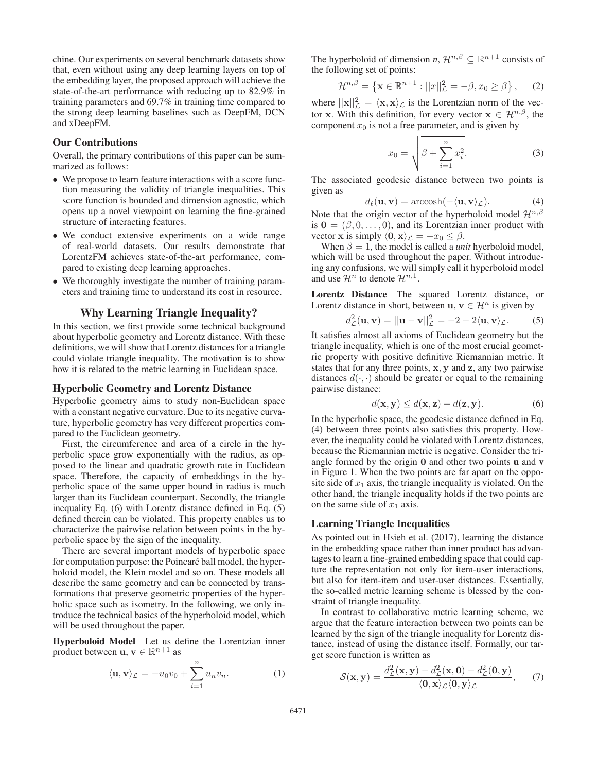chine. Our experiments on several benchmark datasets show that, even without using any deep learning layers on top of the embedding layer, the proposed approach will achieve the state-of-the-art performance with reducing up to 82.9% in training parameters and 69.7% in training time compared to the strong deep learning baselines such as DeepFM, DCN and xDeepFM.

### Our Contributions

Overall, the primary contributions of this paper can be summarized as follows:

- We propose to learn feature interactions with a score function measuring the validity of triangle inequalities. This score function is bounded and dimension agnostic, which opens up a novel viewpoint on learning the fine-grained structure of interacting features.
- We conduct extensive experiments on a wide range of real-world datasets. Our results demonstrate that LorentzFM achieves state-of-the-art performance, compared to existing deep learning approaches.
- We thoroughly investigate the number of training parameters and training time to understand its cost in resource.

## Why Learning Triangle Inequality?

In this section, we first provide some technical background about hyperbolic geometry and Lorentz distance. With these definitions, we will show that Lorentz distances for a triangle could violate triangle inequality. The motivation is to show how it is related to the metric learning in Euclidean space.

### Hyperbolic Geometry and Lorentz Distance

Hyperbolic geometry aims to study non-Euclidean space with a constant negative curvature. Due to its negative curvature, hyperbolic geometry has very different properties compared to the Euclidean geometry.

First, the circumference and area of a circle in the hyperbolic space grow exponentially with the radius, as opposed to the linear and quadratic growth rate in Euclidean space. Therefore, the capacity of embeddings in the hyperbolic space of the same upper bound in radius is much larger than its Euclidean counterpart. Secondly, the triangle inequality Eq. (6) with Lorentz distance defined in Eq. (5) defined therein can be violated. This property enables us to characterize the pairwise relation between points in the hyperbolic space by the sign of the inequality.

There are several important models of hyperbolic space for computation purpose: the Poincaré ball model, the hyperboloid model, the Klein model and so on. These models all describe the same geometry and can be connected by transformations that preserve geometric properties of the hyperbolic space such as isometry. In the following, we only introduce the technical basics of the hyperboloid model, which will be used throughout the paper.

**Hyperboloid Model** Let us define the Lorentzian inner product between $\mathbf{u}, \mathbf{v} \in \mathbb{R}^{n+1}$ as

$$\langle \mathbf{u}, \mathbf{v} \rangle_{\mathcal{L}} = -u_0 v_0 + \sum_{i=1}^{n} u_n v_n. \tag{1}$$

The hyperboloid of dimension $n$, $\mathcal{H}^{n,\beta} \subseteq \mathbb{R}^{n+1}$ consists of the following set of points:

$$\mathcal{H}^{n,\beta} = \left\{ \mathbf{x} \in \mathbb{R}^{n+1} : ||x||_{\mathcal{L}}^2 = -\beta, x_0 \geq \beta \right\}, \tag{2}$$

where $||\mathbf{x}||_{\mathcal{L}}^2 = \langle \mathbf{x}, \mathbf{x} \rangle_{\mathcal{L}}$ is the Lorentzian norm of the vector $\mathbf{x}$. With this definition, for every vector $\mathbf{x} \in \mathcal{H}^{n,\beta}$, the component $x_0$ is not a free parameter, and is given by

$$x_0 = \sqrt{\beta + \sum_{i=1}^{n} x_i^2}. \tag{3}$$

The associated geodesic distance between two points is given as

$$d_\ell(\mathbf{u}, \mathbf{v}) = \operatorname{arccosh}(-\langle \mathbf{u}, \mathbf{v} \rangle_{\mathcal{L}}). \tag{4}$$

Note that the origin vector of the hyperboloid model $\mathcal{H}^{n,\beta}$ is $\mathbf{0} = (\beta, 0, \ldots, 0)$, and its Lorentzian inner product with vector $\mathbf{x}$ is simply $\langle \mathbf{0}, \mathbf{x} \rangle_{\mathcal{L}} = -x_0 \leq \beta$.

When $\beta = 1$, the model is called a *unit* hyperboloid model, which will be used throughout the paper. Without introducing any confusions, we will simply call it hyperboloid model and use $\mathcal{H}^n$ to denote $\mathcal{H}^{n,1}$.

**Lorentz Distance** The squared Lorentz distance, or Lorentz distance in short, between $\mathbf{u}, \mathbf{v} \in \mathcal{H}^n$ is given by

$$d_{\mathcal{L}}^2(\mathbf{u}, \mathbf{v}) = ||\mathbf{u} - \mathbf{v}||_{\mathcal{L}}^2 = -2 - 2\langle \mathbf{u}, \mathbf{v} \rangle_{\mathcal{L}}. \tag{5}$$

It satisfies almost all axioms of Euclidean geometry but the triangle inequality, which is one of the most crucial geometric property with positive definitive Riemannian metric. It states that for any three points, $\mathbf{x}, \mathbf{y}$ and $\mathbf{z}$, any two pairwise distances $d(\cdot, \cdot)$ should be greater or equal to the remaining pairwise distance:

$$d(\mathbf{x}, \mathbf{y}) \leq d(\mathbf{x}, \mathbf{z}) + d(\mathbf{z}, \mathbf{y}). \tag{6}$$

In the hyperbolic space, the geodesic distance defined in Eq. (4) between three points also satisfies this property. However, the inequality could be violated with Lorentz distances, because the Riemannian metric is negative. Consider the triangle formed by the origin $\mathbf{0}$ and other two points $\mathbf{u}$ and $\mathbf{v}$ in Figure 1. When the two points are far apart on the opposite side of $x_1$ axis, the triangle inequality is violated. On the other hand, the triangle inequality holds if the two points are on the same side of $x_1$ axis.

### Learning Triangle Inequalities

As pointed out in Hsieh et al. (2017), learning the distance in the embedding space rather than inner product has advantages to learn a fine-grained embedding space that could capture the representation not only for item-user interactions, but also for item-item and user-user distances. Essentially, the so-called metric learning scheme is blessed by the constraint of triangle inequality.

In contrast to collaborative metric learning scheme, we argue that the feature interaction between two points can be learned by the sign of the triangle inequality for Lorentz distance, instead of using the distance itself. Formally, our target score function is written as

$$\mathcal{S}(\mathbf{x}, \mathbf{y}) = \frac{d_{\mathcal{L}}^2(\mathbf{x}, \mathbf{y}) - d_{\mathcal{L}}^2(\mathbf{x}, \mathbf{0}) - d_{\mathcal{L}}^2(\mathbf{0}, \mathbf{y})}{\langle \mathbf{0}, \mathbf{x} \rangle_{\mathcal{L}} \langle \mathbf{0}, \mathbf{y} \rangle_{\mathcal{L}}}, \tag{7}$$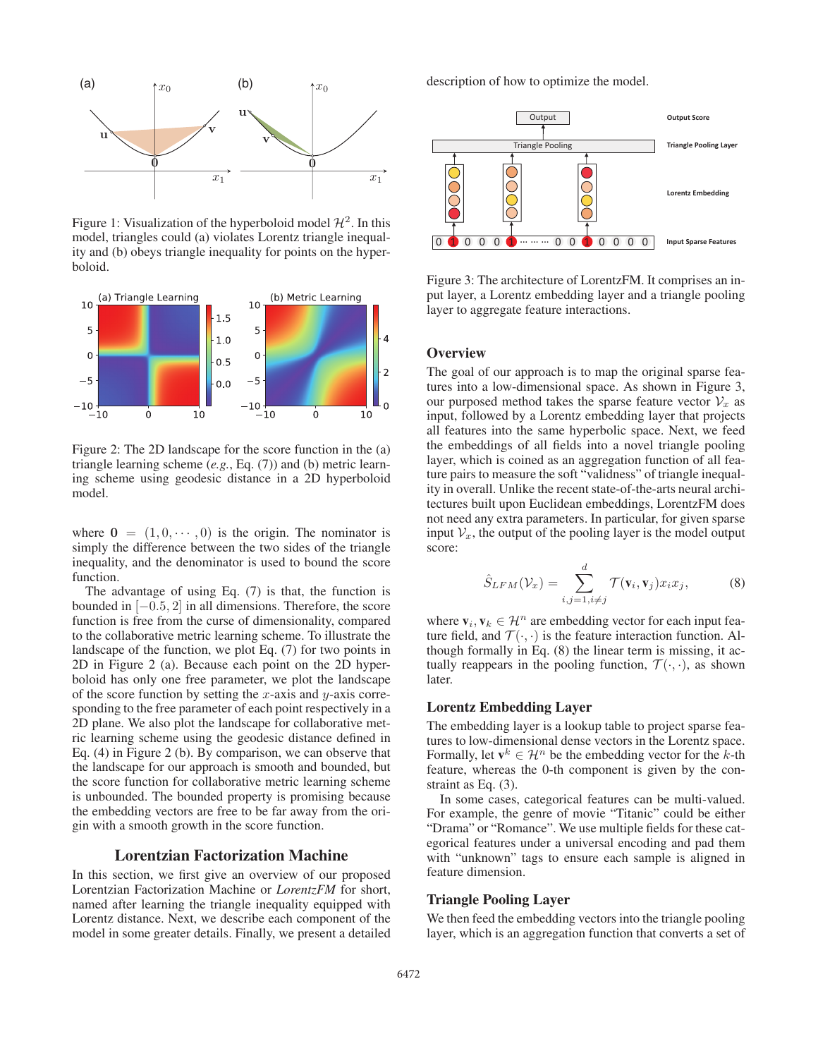Figure 1: Visualization of the hyperboloid model $\mathcal{H}^2$. In this model, triangles could (a) violates Lorentz triangle inequality and (b) obeys triangle inequality for points on the hyperboloid.

Figure 2: The 2D landscape for the score function in the (a) triangle learning scheme (*e.g.*, Eq. (7)) and (b) metric learning scheme using geodesic distance in a 2D hyperboloid model.

where $\mathbf{0} = (1, 0, \cdots, 0)$ is the origin. The nominator is simply the difference between the two sides of the triangle inequality, and the denominator is used to bound the score function.

The advantage of using Eq. (7) is that, the function is bounded in $[-0.5, 2]$ in all dimensions. Therefore, the score function is free from the curse of dimensionality, compared to the collaborative metric learning scheme. To illustrate the landscape of the function, we plot Eq. (7) for two points in 2D in Figure 2 (a). Because each point on the 2D hyperboloid has only one free parameter, we plot the landscape of the score function by setting the $x$-axis and $y$-axis corresponding to the free parameter of each point respectively in a 2D plane. We also plot the landscape for collaborative metric learning scheme using the geodesic distance defined in Eq. (4) in Figure 2 (b). By comparison, we can observe that the landscape for our approach is smooth and bounded, but the score function for collaborative metric learning scheme is unbounded. The bounded property is promising because the embedding vectors are free to be far away from the origin with a smooth growth in the score function.

## Lorentzian Factorization Machine

In this section, we first give an overview of our proposed Lorentzian Factorization Machine or *LorentzFM* for short, named after learning the triangle inequality equipped with Lorentz distance. Next, we describe each component of the model in some greater details. Finally, we present a detailed description of how to optimize the model.

Figure 3: The architecture of LorentzFM. It comprises an input layer, a Lorentz embedding layer and a triangle pooling layer to aggregate feature interactions.

### Overview

The goal of our approach is to map the original sparse features into a low-dimensional space. As shown in Figure 3, our purposed method takes the sparse feature vector $\mathcal{V}_x$ as input, followed by a Lorentz embedding layer that projects all features into the same hyperbolic space. Next, we feed the embeddings of all fields into a novel triangle pooling layer, which is coined as an aggregation function of all feature pairs to measure the soft "validness" of triangle inequality in overall. Unlike the recent state-of-the-arts neural architectures built upon Euclidean embeddings, LorentzFM does not need any extra parameters. In particular, for given sparse input $\mathcal{V}_x$, the output of the pooling layer is the model output score:

$$\hat{S}_{LFM}(\mathcal{V}_x) = \sum_{i,j=1, i \neq j}^{d} \mathcal{T}(\mathbf{v}_i, \mathbf{v}_j) x_i x_j, \tag{8}$$

where $\mathbf{v}_i, \mathbf{v}_k \in \mathcal{H}^n$ are embedding vector for each input feature field, and $\mathcal{T}(\cdot, \cdot)$ is the feature interaction function. Although formally in Eq. (8) the linear term is missing, it actually reappears in the pooling function, $\mathcal{T}(\cdot, \cdot)$, as shown later.

### Lorentz Embedding Layer

The embedding layer is a lookup table to project sparse features to low-dimensional dense vectors in the Lorentz space. Formally, let $\mathbf{v}^k \in \mathcal{H}^n$ be the embedding vector for the $k$-th feature, whereas the 0-th component is given by the constraint as Eq. (3).

In some cases, categorical features can be multi-valued. For example, the genre of movie "Titanic" could be either "Drama" or "Romance". We use multiple fields for these categorical features under a universal encoding and pad them with "unknown" tags to ensure each sample is aligned in feature dimension.

### Triangle Pooling Layer

We then feed the embedding vectors into the triangle pooling layer, which is an aggregation function that converts a set of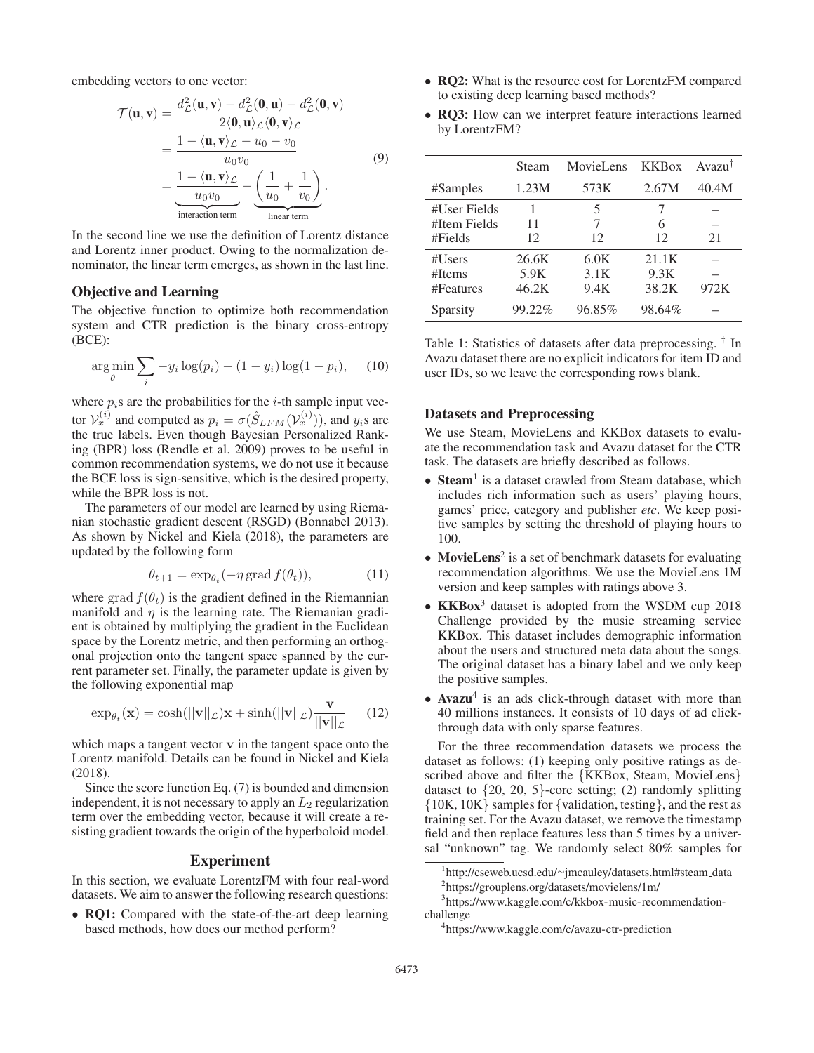embedding vectors to one vector:

$$
\begin{aligned}
\mathcal{T}(\mathbf{u}, \mathbf{v}) &= \frac{d_{\mathcal{L}}^2(\mathbf{u}, \mathbf{v}) - d_{\mathcal{L}}^2(\mathbf{0}, \mathbf{u}) - d_{\mathcal{L}}^2(\mathbf{0}, \mathbf{v})}{2\langle \mathbf{0}, \mathbf{u} \rangle_{\mathcal{L}} \langle \mathbf{0}, \mathbf{v} \rangle_{\mathcal{L}}} \\
&= \frac{1 - \langle \mathbf{u}, \mathbf{v} \rangle_{\mathcal{L}} - u_0 - v_0}{u_0 v_0} \\
&= \underbrace{\frac{1 - \langle \mathbf{u}, \mathbf{v} \rangle_{\mathcal{L}}}{u_0 v_0}}_{\text{interaction term}} - \underbrace{\left( \frac{1}{u_0} + \frac{1}{v_0} \right)}_{\text{linear term}}.
\end{aligned} \tag{9}
$$

In the second line we use the definition of Lorentz distance and Lorentz inner product. Owing to the normalization denominator, the linear term emerges, as shown in the last line.

### Objective and Learning

The objective function to optimize both recommendation system and CTR prediction is the binary cross-entropy (BCE):

$$
\arg\min_{\theta} \sum_i -y_i \log(p_i) - (1 - y_i) \log(1 - p_i), \tag{10}
$$

where $p_i$s are the probabilities for the $i$-th sample input vector $\mathcal{V}_x^{(i)}$ and computed as $p_i = \sigma(\hat{S}_{LFM}(\mathcal{V}_x^{(i)}))$, and $y_i$s are the true labels. Even though Bayesian Personalized Ranking (BPR) loss (Rendle et al. 2009) proves to be useful in common recommendation systems, we do not use it because the BCE loss is sign-sensitive, which is the desired property, while the BPR loss is not.

The parameters of our model are learned by using Riemanian stochastic gradient descent (RSGD) (Bonnabel 2013). As shown by Nickel and Kiela (2018), the parameters are updated by the following form

$$
\theta_{t+1} = \exp_{\theta_t}(-\eta \, \text{grad}\, f(\theta_t)), \tag{11}
$$

where $\text{grad}\, f(\theta_t)$ is the gradient defined in the Riemannian manifold and $\eta$ is the learning rate. The Riemanian gradient is obtained by multiplying the gradient in the Euclidean space by the Lorentz metric, and then performing an orthogonal projection onto the tangent space spanned by the current parameter set. Finally, the parameter update is given by the following exponential map

$$
\exp_{\theta_t}(\mathbf{x}) = \cosh(||\mathbf{v}||_{\mathcal{L}})\mathbf{x} + \sinh(||\mathbf{v}||_{\mathcal{L}}) \frac{\mathbf{v}}{||\mathbf{v}||_{\mathcal{L}}} \tag{12}
$$

which maps a tangent vector $\mathbf{v}$ in the tangent space onto the Lorentz manifold. Details can be found in Nickel and Kiela (2018).

Since the score function Eq. (7) is bounded and dimension independent, it is not necessary to apply an $L_2$ regularization term over the embedding vector, because it will create a resisting gradient towards the origin of the hyperboloid model.

## Experiment

In this section, we evaluate LorentzFM with four real-word datasets. We aim to answer the following research questions:

- **RQ1:** Compared with the state-of-the-art deep learning based methods, how does our method perform?
- **RQ2:** What is the resource cost for LorentzFM compared to existing deep learning based methods?
- **RQ3:** How can we interpret feature interactions learned by LorentzFM?

| | Steam | MovieLens | KKBox | Avazu[†] |
|---|---|---|---|---|
| #Samples | 1.23M | 573K | 2.67M | 40.4M |
| #User Fields | 1 | 5 | 7 | – |
| #Item Fields | 11 | 7 | 6 | – |
| #Fields | 12 | 12 | 12 | 21 |
| #Users | 26.6K | 6.0K | 21.1K | – |
| #Items | 5.9K | 3.1K | 9.3K | – |
| #Features | 46.2K | 9.4K | 38.2K | 972K |
| Sparsity | 99.22% | 96.85% | 98.64% | – |

Table 1: Statistics of datasets after data preprocessing. [†] In Avazu dataset there are no explicit indicators for item ID and user IDs, so we leave the corresponding rows blank.

### Datasets and Preprocessing

We use Steam, MovieLens and KKBox datasets to evaluate the recommendation task and Avazu dataset for the CTR task. The datasets are briefly described as follows.

- **Steam**[1] is a dataset crawled from Steam database, which includes rich information such as users' playing hours, games' price, category and publisher *etc*. We keep positive samples by setting the threshold of playing hours to 100.
- **MovieLens**[2] is a set of benchmark datasets for evaluating recommendation algorithms. We use the MovieLens 1M version and keep samples with ratings above 3.
- **KKBox**[3] dataset is adopted from the WSDM cup 2018 Challenge provided by the music streaming service KKBox. This dataset includes demographic information about the users and structured meta data about the songs. The original dataset has a binary label and we only keep the positive samples.
- **Avazu**[4] is an ads click-through dataset with more than 40 millions instances. It consists of 10 days of ad click-through data with only sparse features.

For the three recommendation datasets we process the dataset as follows: (1) keeping only positive ratings as described above and filter the {KKBox, Steam, MovieLens} dataset to {20, 20, 5}-core setting; (2) randomly splitting {10K, 10K} samples for {validation, testing}, and the rest as training set. For the Avazu dataset, we remove the timestamp field and then replace features less than 5 times by a universal "unknown" tag. We randomly select 80% samples for

[1] http://cseweb.ucsd.edu/~jmcauley/datasets.html#steam_data

[2] https://grouplens.org/datasets/movielens/1m/

[3] https://www.kaggle.com/c/kkbox-music-recommendation-challenge

[4] https://www.kaggle.com/c/avazu-ctr-prediction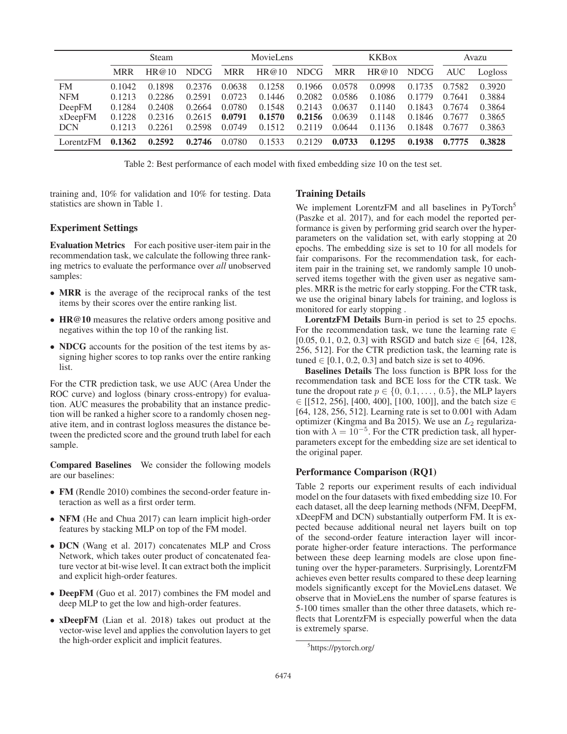|  | Steam | | | MovieLens | | | KKBox | | | Avazu | |
|---|---|---|---|---|---|---|---|---|---|---|---|
|  | MRR | HR@10 | NDCG | MRR | HR@10 | NDCG | MRR | HR@10 | NDCG | AUC | Logloss |
| FM | 0.1042 | 0.1898 | 0.2376 | 0.0638 | 0.1258 | 0.1966 | 0.0578 | 0.0998 | 0.1735 | 0.7582 | 0.3920 |
| NFM | 0.1213 | 0.2286 | 0.2591 | 0.0723 | 0.1446 | 0.2082 | 0.0586 | 0.1086 | 0.1779 | 0.7641 | 0.3884 |
| DeepFM | 0.1284 | 0.2408 | 0.2664 | 0.0780 | 0.1548 | 0.2143 | 0.0637 | 0.1140 | 0.1843 | 0.7674 | 0.3864 |
| xDeepFM | 0.1228 | 0.2316 | 0.2615 | **0.0791** | **0.1570** | **0.2156** | 0.0639 | 0.1148 | 0.1846 | 0.7677 | 0.3865 |
| DCN | 0.1213 | 0.2261 | 0.2598 | 0.0749 | 0.1512 | 0.2119 | 0.0644 | 0.1136 | 0.1848 | 0.7677 | 0.3863 |
| LorentzFM | **0.1362** | **0.2592** | **0.2746** | 0.0780 | 0.1533 | 0.2129 | **0.0733** | **0.1295** | **0.1938** | **0.7775** | **0.3828** |

Table 2: Best performance of each model with fixed embedding size 10 on the test set.

training and, 10% for validation and 10% for testing. Data statistics are shown in Table 1.

### Experiment Settings

**Evaluation Metrics** For each positive user-item pair in the recommendation task, we calculate the following three ranking metrics to evaluate the performance over *all* unobserved samples:

- **MRR** is the average of the reciprocal ranks of the test items by their scores over the entire ranking list.
- **HR@10** measures the relative orders among positive and negatives within the top 10 of the ranking list.
- **NDCG** accounts for the position of the test items by assigning higher scores to top ranks over the entire ranking list.

For the CTR prediction task, we use AUC (Area Under the ROC curve) and logloss (binary cross-entropy) for evaluation. AUC measures the probability that an instance prediction will be ranked a higher score to a randomly chosen negative item, and in contrast logloss measures the distance between the predicted score and the ground truth label for each sample.

**Compared Baselines** We consider the following models are our baselines:

- **FM** (Rendle 2010) combines the second-order feature interaction as well as a first order term.
- **NFM** (He and Chua 2017) can learn implicit high-order features by stacking MLP on top of the FM model.
- **DCN** (Wang et al. 2017) concatenates MLP and Cross Network, which takes outer product of concatenated feature vector at bit-wise level. It can extract both the implicit and explicit high-order features.
- **DeepFM** (Guo et al. 2017) combines the FM model and deep MLP to get the low and high-order features.
- **xDeepFM** (Lian et al. 2018) takes out product at the vector-wise level and applies the convolution layers to get the high-order explicit and implicit features.

### Training Details

We implement LorentzFM and all baselines in PyTorch[5] (Paszke et al. 2017), and for each model the reported performance is given by performing grid search over the hyper-parameters on the validation set, with early stopping at 20 epochs. The embedding size is set to 10 for all models for fair comparisons. For the recommendation task, for each-item pair in the training set, we randomly sample 10 unobserved items together with the given user as negative samples. MRR is the metric for early stopping. For the CTR task, we use the original binary labels for training, and logloss is monitored for early stopping .

**LorentzFM Details** Burn-in period is set to 25 epochs. For the recommendation task, we tune the learning rate $\in$ [0.05, 0.1, 0.2, 0.3] with RSGD and batch size $\in$ [64, 128, 256, 512]. For the CTR prediction task, the learning rate is tuned $\in$ [0.1, 0.2, 0.3] and batch size is set to 4096.

**Baselines Details** The loss function is BPR loss for the recommendation task and BCE loss for the CTR task. We tune the dropout rate $p \in \{0, 0.1, \ldots, 0.5\}$, the MLP layers $\in$ [[512, 256], [400, 400], [100, 100]], and the batch size $\in$ [64, 128, 256, 512]. Learning rate is set to 0.001 with Adam optimizer (Kingma and Ba 2015). We use an $L_2$ regularization with $\lambda = 10^{-5}$. For the CTR prediction task, all hyper-parameters except for the embedding size are set identical to the original paper.

### Performance Comparison (RQ1)

Table 2 reports our experiment results of each individual model on the four datasets with fixed embedding size 10. For each dataset, all the deep learning methods (NFM, DeepFM, xDeepFM and DCN) substantially outperform FM. It is expected because additional neural net layers built on top of the second-order feature interaction layer will incorporate higher-order feature interactions. The performance between these deep learning models are close upon fine-tuning over the hyper-parameters. Surprisingly, LorentzFM achieves even better results compared to these deep learning models significantly except for the MovieLens dataset. We observe that in MovieLens the number of sparse features is 5-100 times smaller than the other three datasets, which reflects that LorentzFM is especially powerful when the data is extremely sparse.

[5] https://pytorch.org/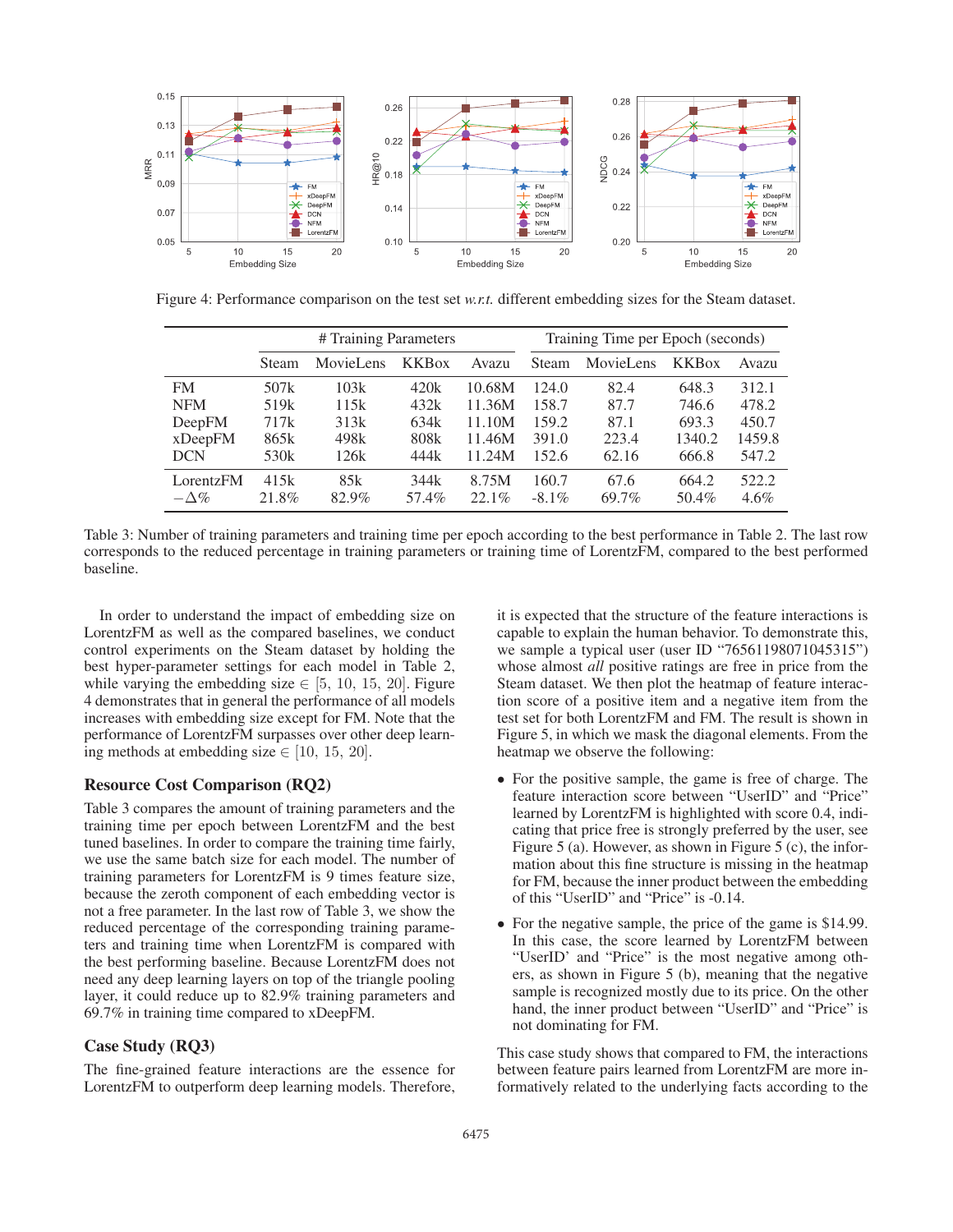Figure 4: Performance comparison on the test set *w.r.t.* different embedding sizes for the Steam dataset.

| | # Training Parameters | | | | Training Time per Epoch (seconds) | | | |
|---|---|---|---|---|---|---|---|---|
| | Steam | MovieLens | KKBox | Avazu | Steam | MovieLens | KKBox | Avazu |
| FM | 507k | 103k | 420k | 10.68M | 124.0 | 82.4 | 648.3 | 312.1 |
| NFM | 519k | 115k | 432k | 11.36M | 158.7 | 87.7 | 746.6 | 478.2 |
| DeepFM | 717k | 313k | 634k | 11.10M | 159.2 | 87.1 | 693.3 | 450.7 |
| xDeepFM | 865k | 498k | 808k | 11.46M | 391.0 | 223.4 | 1340.2 | 1459.8 |
| DCN | 530k | 126k | 444k | 11.24M | 152.6 | 62.16 | 666.8 | 547.2 |
| LorentzFM | 415k | 85k | 344k | 8.75M | 160.7 | 67.6 | 664.2 | 522.2 |
| $-\Delta\%$ | 21.8% | 82.9% | 57.4% | 22.1% | -8.1% | 69.7% | 50.4% | 4.6% |

Table 3: Number of training parameters and training time per epoch according to the best performance in Table 2. The last row corresponds to the reduced percentage in training parameters or training time of LorentzFM, compared to the best performed baseline.

In order to understand the impact of embedding size on LorentzFM as well as the compared baselines, we conduct control experiments on the Steam dataset by holding the best hyper-parameter settings for each model in Table 2, while varying the embedding size $\in [5, 10, 15, 20]$. Figure 4 demonstrates that in general the performance of all models increases with embedding size except for FM. Note that the performance of LorentzFM surpasses over other deep learning methods at embedding size $\in [10, 15, 20]$.

## Resource Cost Comparison (RQ2)

Table 3 compares the amount of training parameters and the training time per epoch between LorentzFM and the best tuned baselines. In order to compare the training time fairly, we use the same batch size for each model. The number of training parameters for LorentzFM is 9 times feature size, because the zeroth component of each embedding vector is not a free parameter. In the last row of Table 3, we show the reduced percentage of the corresponding training parameters and training time when LorentzFM is compared with the best performing baseline. Because LorentzFM does not need any deep learning layers on top of the triangle pooling layer, it could reduce up to 82.9% training parameters and 69.7% in training time compared to xDeepFM.

## Case Study (RQ3)

The fine-grained feature interactions are the essence for LorentzFM to outperform deep learning models. Therefore, it is expected that the structure of the feature interactions is capable to explain the human behavior. To demonstrate this, we sample a typical user (user ID "76561198071045315") whose almost *all* positive ratings are free in price from the Steam dataset. We then plot the heatmap of feature interaction score of a positive item and a negative item from the test set for both LorentzFM and FM. The result is shown in Figure 5, in which we mask the diagonal elements. From the heatmap we observe the following:

- For the positive sample, the game is free of charge. The feature interaction score between "UserID" and "Price" learned by LorentzFM is highlighted with score 0.4, indicating that price free is strongly preferred by the user, see Figure 5 (a). However, as shown in Figure 5 (c), the information about this fine structure is missing in the heatmap for FM, because the inner product between the embedding of this "UserID" and "Price" is -0.14.
- For the negative sample, the price of the game is $14.99. In this case, the score learned by LorentzFM between "UserID' and "Price" is the most negative among others, as shown in Figure 5 (b), meaning that the negative sample is recognized mostly due to its price. On the other hand, the inner product between "UserID" and "Price" is not dominating for FM.

This case study shows that compared to FM, the interactions between feature pairs learned from LorentzFM are more informatively related to the underlying facts according to the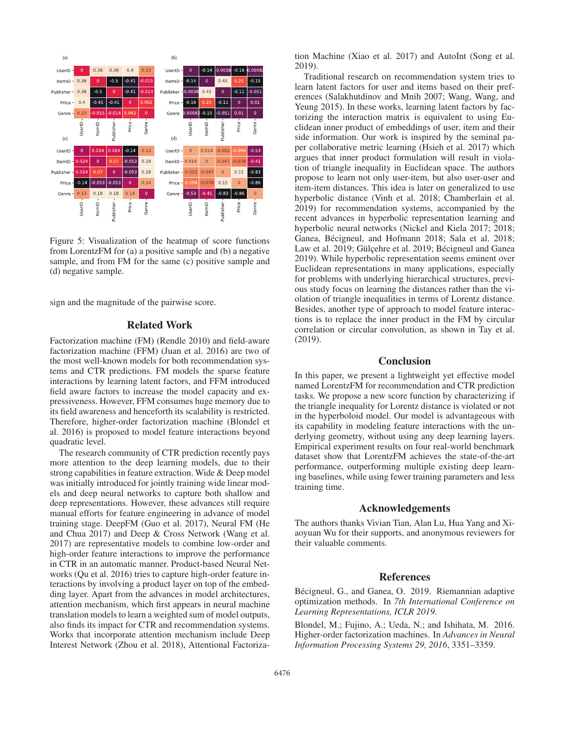Figure 5: Visualization of the heatmap of score functions from LorentzFM for (a) a positive sample and (b) a negative sample, and from FM for the same (c) positive sample and (d) negative sample.

sign and the magnitude of the pairwise score.

## Related Work

Factorization machine (FM) (Rendle 2010) and field-aware factorization machine (FFM) (Juan et al. 2016) are two of the most well-known models for both recommendation systems and CTR predictions. FM models the sparse feature interactions by learning latent factors, and FFM introduced field aware factors to increase the model capacity and expressiveness. However, FFM consumes huge memory due to its field awareness and henceforth its scalability is restricted. Therefore, higher-order factorization machine (Blondel et al. 2016) is proposed to model feature interactions beyond quadratic level.

The research community of CTR prediction recently pays more attention to the deep learning models, due to their strong capabilities in feature extraction. Wide & Deep model was initially introduced for jointly training wide linear models and deep neural networks to capture both shallow and deep representations. However, these advances still require manual efforts for feature engineering in advance of model training stage. DeepFM (Guo et al. 2017), Neural FM (He and Chua 2017) and Deep & Cross Network (Wang et al. 2017) are representative models to combine low-order and high-order feature interactions to improve the performance in CTR in an automatic manner. Product-based Neural Networks (Qu et al. 2016) tries to capture high-order feature interactions by involving a product layer on top of the embedding layer. Apart from the advances in model architectures, attention mechanism, which first appears in neural machine translation models to learn a weighted sum of model outputs, also finds its impact for CTR and recommendation systems. Works that incorporate attention mechanism include Deep Interest Network (Zhou et al. 2018), Attentional Factorization Machine (Xiao et al. 2017) and AutoInt (Song et al. 2019).

Traditional research on recommendation system tries to learn latent factors for user and items based on their preferences (Salakhutdinov and Mnih 2007; Wang, Wang, and Yeung 2015). In these works, learning latent factors by factorizing the interaction matrix is equivalent to using Euclidean inner product of embeddings of user, item and their side information. Our work is inspired by the seminal paper collaborative metric learning (Hsieh et al. 2017) which argues that inner product formulation will result in violation of triangle inequality in Euclidean space. The authors propose to learn not only user-item, but also user-user and item-item distances. This idea is later on generalized to use hyperbolic distance (Vinh et al. 2018; Chamberlain et al. 2019) for recommendation systems, accompanied by the recent advances in hyperbolic representation learning and hyperbolic neural networks (Nickel and Kiela 2017; 2018; Ganea, Bécigneul, and Hofmann 2018; Sala et al. 2018; Law et al. 2019; Gülçehre et al. 2019; Bécigneul and Ganea 2019). While hyperbolic representation seems eminent over Euclidean representations in many applications, especially for problems with underlying hierarchical structures, previous study focus on learning the distances rather than the violation of triangle inequalities in terms of Lorentz distance. Besides, another type of approach to model feature interactions is to replace the inner product in the FM by circular correlation or circular convolution, as shown in Tay et al. (2019).

## Conclusion

In this paper, we present a lightweight yet effective model named LorentzFM for recommendation and CTR prediction tasks. We propose a new score function by characterizing if the triangle inequality for Lorentz distance is violated or not in the hyperboloid model. Our model is advantageous with its capability in modeling feature interactions with the underlying geometry, without using any deep learning layers. Empirical experiment results on four real-world benchmark dataset show that LorentzFM achieves the state-of-the-art performance, outperforming multiple existing deep learning baselines, while using fewer training parameters and less training time.

## Acknowledgements

The authors thanks Vivian Tian, Alan Lu, Hua Yang and Xiaoyuan Wu for their supports, and anonymous reviewers for their valuable comments.

## References

Bécigneul, G., and Ganea, O. 2019. Riemannian adaptive optimization methods. In *7th International Conference on Learning Representations, ICLR 2019*.

Blondel, M.; Fujino, A.; Ueda, N.; and Ishihata, M. 2016. Higher-order factorization machines. In *Advances in Neural Information Processing Systems 29, 2016*, 3351–3359.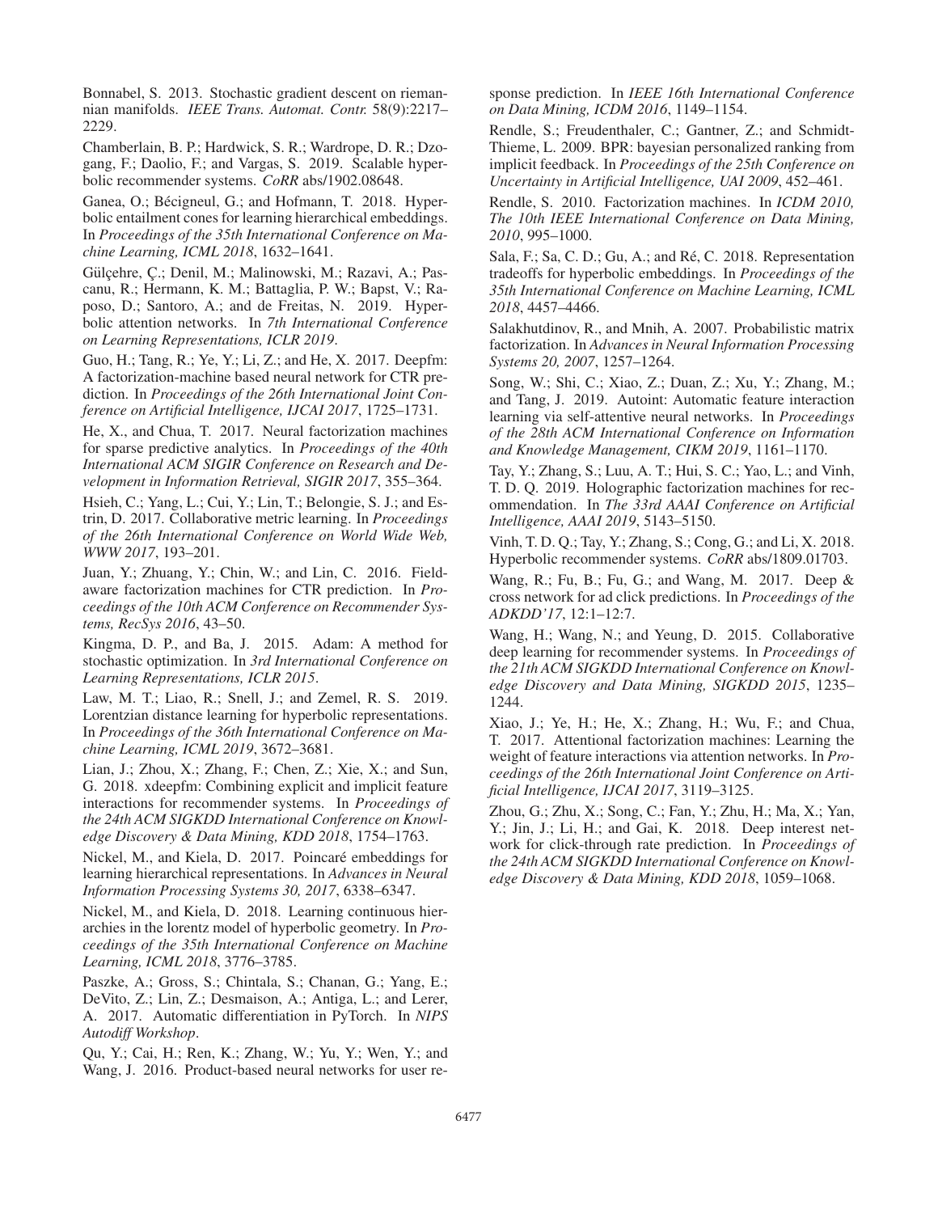Bonnabel, S. 2013. Stochastic gradient descent on riemannian manifolds. *IEEE Trans. Automat. Contr.* 58(9):2217–2229.

Chamberlain, B. P.; Hardwick, S. R.; Wardrope, D. R.; Dzogang, F.; Daolio, F.; and Vargas, S. 2019. Scalable hyperbolic recommender systems. *CoRR* abs/1902.08648.

Ganea, O.; Bécigneul, G.; and Hofmann, T. 2018. Hyperbolic entailment cones for learning hierarchical embeddings. In *Proceedings of the 35th International Conference on Machine Learning, ICML 2018*, 1632–1641.

Gülçehre, Ç.; Denil, M.; Malinowski, M.; Razavi, A.; Pascanu, R.; Hermann, K. M.; Battaglia, P. W.; Bapst, V.; Raposo, D.; Santoro, A.; and de Freitas, N. 2019. Hyperbolic attention networks. In *7th International Conference on Learning Representations, ICLR 2019*.

Guo, H.; Tang, R.; Ye, Y.; Li, Z.; and He, X. 2017. Deepfm: A factorization-machine based neural network for CTR prediction. In *Proceedings of the 26th International Joint Conference on Artificial Intelligence, IJCAI 2017*, 1725–1731.

He, X., and Chua, T. 2017. Neural factorization machines for sparse predictive analytics. In *Proceedings of the 40th International ACM SIGIR Conference on Research and Development in Information Retrieval, SIGIR 2017*, 355–364.

Hsieh, C.; Yang, L.; Cui, Y.; Lin, T.; Belongie, S. J.; and Estrin, D. 2017. Collaborative metric learning. In *Proceedings of the 26th International Conference on World Wide Web, WWW 2017*, 193–201.

Juan, Y.; Zhuang, Y.; Chin, W.; and Lin, C. 2016. Field-aware factorization machines for CTR prediction. In *Proceedings of the 10th ACM Conference on Recommender Systems, RecSys 2016*, 43–50.

Kingma, D. P., and Ba, J. 2015. Adam: A method for stochastic optimization. In *3rd International Conference on Learning Representations, ICLR 2015*.

Law, M. T.; Liao, R.; Snell, J.; and Zemel, R. S. 2019. Lorentzian distance learning for hyperbolic representations. In *Proceedings of the 36th International Conference on Machine Learning, ICML 2019*, 3672–3681.

Lian, J.; Zhou, X.; Zhang, F.; Chen, Z.; Xie, X.; and Sun, G. 2018. xdeepfm: Combining explicit and implicit feature interactions for recommender systems. In *Proceedings of the 24th ACM SIGKDD International Conference on Knowledge Discovery & Data Mining, KDD 2018*, 1754–1763.

Nickel, M., and Kiela, D. 2017. Poincaré embeddings for learning hierarchical representations. In *Advances in Neural Information Processing Systems 30, 2017*, 6338–6347.

Nickel, M., and Kiela, D. 2018. Learning continuous hierarchies in the lorentz model of hyperbolic geometry. In *Proceedings of the 35th International Conference on Machine Learning, ICML 2018*, 3776–3785.

Paszke, A.; Gross, S.; Chintala, S.; Chanan, G.; Yang, E.; DeVito, Z.; Lin, Z.; Desmaison, A.; Antiga, L.; and Lerer, A. 2017. Automatic differentiation in PyTorch. In *NIPS Autodiff Workshop*.

Qu, Y.; Cai, H.; Ren, K.; Zhang, W.; Yu, Y.; Wen, Y.; and Wang, J. 2016. Product-based neural networks for user response prediction. In *IEEE 16th International Conference on Data Mining, ICDM 2016*, 1149–1154.

Rendle, S.; Freudenthaler, C.; Gantner, Z.; and Schmidt-Thieme, L. 2009. BPR: bayesian personalized ranking from implicit feedback. In *Proceedings of the 25th Conference on Uncertainty in Artificial Intelligence, UAI 2009*, 452–461.

Rendle, S. 2010. Factorization machines. In *ICDM 2010, The 10th IEEE International Conference on Data Mining, 2010*, 995–1000.

Sala, F.; Sa, C. D.; Gu, A.; and Ré, C. 2018. Representation tradeoffs for hyperbolic embeddings. In *Proceedings of the 35th International Conference on Machine Learning, ICML 2018*, 4457–4466.

Salakhutdinov, R., and Mnih, A. 2007. Probabilistic matrix factorization. In *Advances in Neural Information Processing Systems 20, 2007*, 1257–1264.

Song, W.; Shi, C.; Xiao, Z.; Duan, Z.; Xu, Y.; Zhang, M.; and Tang, J. 2019. Autoint: Automatic feature interaction learning via self-attentive neural networks. In *Proceedings of the 28th ACM International Conference on Information and Knowledge Management, CIKM 2019*, 1161–1170.

Tay, Y.; Zhang, S.; Luu, A. T.; Hui, S. C.; Yao, L.; and Vinh, T. D. Q. 2019. Holographic factorization machines for recommendation. In *The 33rd AAAI Conference on Artificial Intelligence, AAAI 2019*, 5143–5150.

Vinh, T. D. Q.; Tay, Y.; Zhang, S.; Cong, G.; and Li, X. 2018. Hyperbolic recommender systems. *CoRR* abs/1809.01703.

Wang, R.; Fu, B.; Fu, G.; and Wang, M. 2017. Deep & cross network for ad click predictions. In *Proceedings of the ADKDD'17*, 12:1–12:7.

Wang, H.; Wang, N.; and Yeung, D. 2015. Collaborative deep learning for recommender systems. In *Proceedings of the 21th ACM SIGKDD International Conference on Knowledge Discovery and Data Mining, SIGKDD 2015*, 1235–1244.

Xiao, J.; Ye, H.; He, X.; Zhang, H.; Wu, F.; and Chua, T. 2017. Attentional factorization machines: Learning the weight of feature interactions via attention networks. In *Proceedings of the 26th International Joint Conference on Artificial Intelligence, IJCAI 2017*, 3119–3125.

Zhou, G.; Zhu, X.; Song, C.; Fan, Y.; Zhu, H.; Ma, X.; Yan, Y.; Jin, J.; Li, H.; and Gai, K. 2018. Deep interest network for click-through rate prediction. In *Proceedings of the 24th ACM SIGKDD International Conference on Knowledge Discovery & Data Mining, KDD 2018*, 1059–1068.